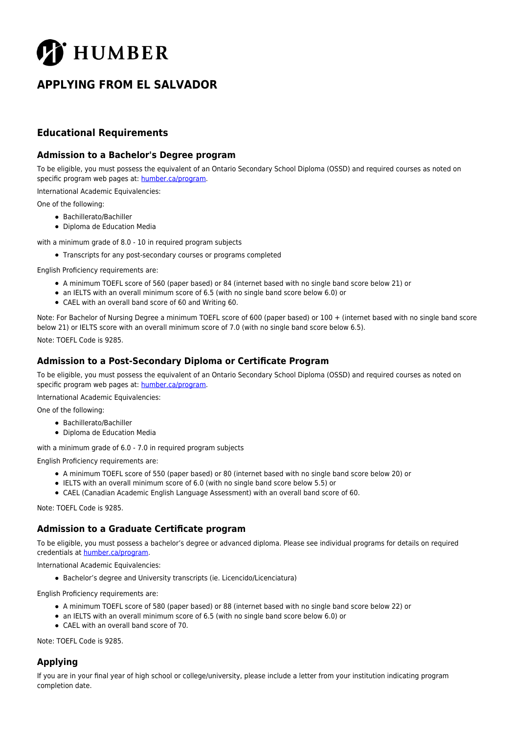# HUMBER

# APPLYING FROM EL SALVADOR

## Educational Requirements

### Admission to a Bachelor's Degree program

To be eligible, you must possess the equivalent of an Ontario Secondary School Diploma (OSSD) and required courses as noted on specific program web pages at: [humber.ca/program](humber.ca/program).

International Academic Equivalencies:

One of the following:

- Bachillerato/Bachiller
- Diploma de Education Media

with a minimum grade of 8.0 - 10 in required program subjects

- Transcripts for any post-secondary courses or programs completed

English Proficiency requirements are:

- A minimum TOEFL score of 560 (paper based) or 84 (internet based with no single band score below 21) or
- an IELTS with an overall minimum score of 6.5 (with no single band score below 6.0) or
- CAEL with an overall band score of 60 and Writing 60.

Note: For Bachelor of Nursing Degree a minimum TOEFL score of 600 (paper based) or 100 + (internet based with no single band score below 21) or IELTS score with an overall minimum score of 7.0 (with no single band score below 6.5).

Note: TOEFL Code is 9285.

### Admission to a Post-Secondary Diploma or Certificate Program

To be eligible, you must possess the equivalent of an Ontario Secondary School Diploma (OSSD) and required courses as noted on specific program web pages at: [humber.ca/program](humber.ca/program).

International Academic Equivalencies:

One of the following:

- Bachillerato/Bachiller
- Diploma de Education Media

with a minimum grade of 6.0 - 7.0 in required program subjects

English Proficiency requirements are:

- A minimum TOEFL score of 550 (paper based) or 80 (internet based with no single band score below 20) or
- IELTS with an overall minimum score of 6.0 (with no single band score below 5.5) or
- CAEL (Canadian Academic English Language Assessment) with an overall band score of 60.

Note: TOEFL Code is 9285.

### Admission to a Graduate Certificate program

To be eligible, you must possess a bachelor's degree or advanced diploma. Please see individual programs for details on required credentials at [humber.ca/program](humber.ca/program).

International Academic Equivalencies:

- Bachelor's degree and University transcripts (ie. Licencido/Licenciatura)

English Proficiency requirements are:

- A minimum TOEFL score of 580 (paper based) or 88 (internet based with no single band score below 22) or
- an IELTS with an overall minimum score of 6.5 (with no single band score below 6.0) or
- CAEL with an overall band score of 70.

Note: TOEFL Code is 9285.

## Applying

If you are in your final year of high school or college/university, please include a letter from your institution indicating program completion date.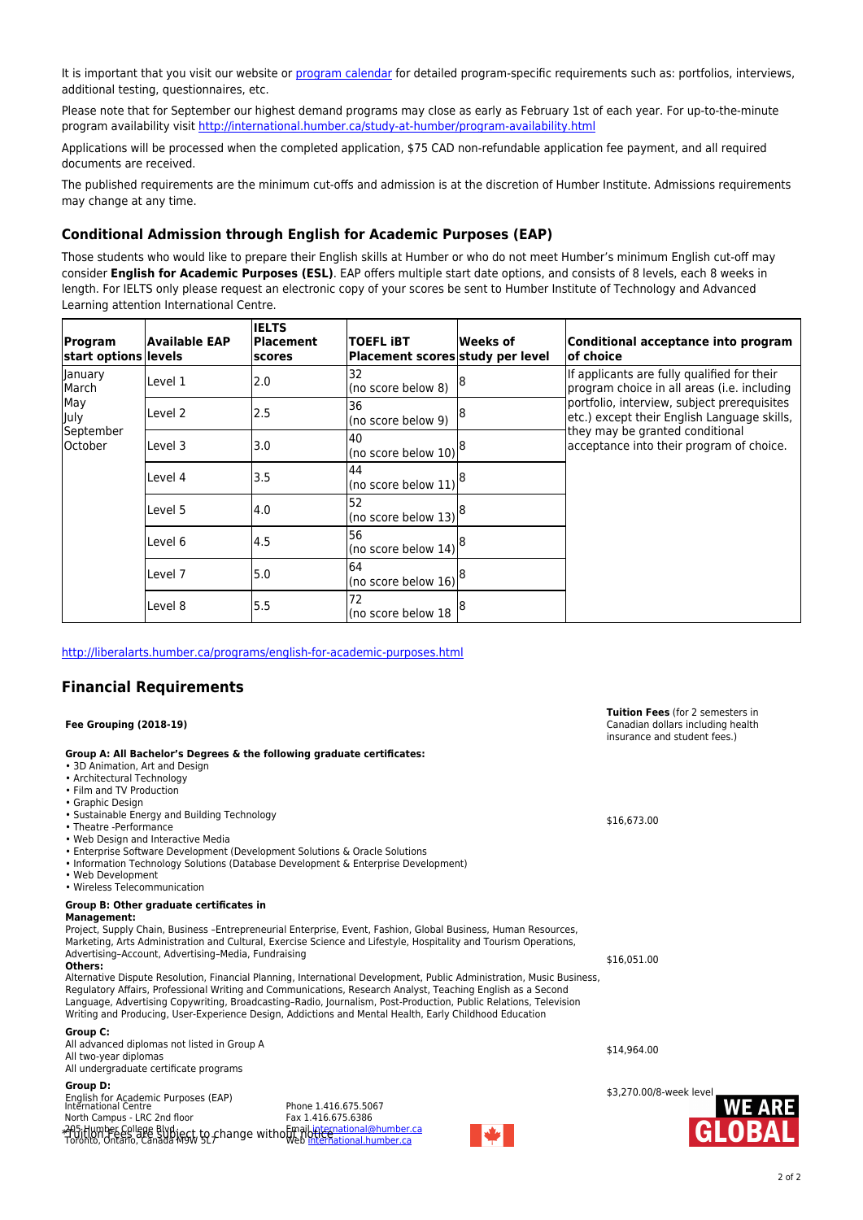It is important that you visit our website or program calendar for detailed program-specific requirements such as: portfolios, interviews, additional testing, questionnaires, etc.

Please note that for September our highest demand programs may close as early as February 1st of each year. For up-to-the-minute program availability visit http://international.humber.ca/study-at-humber/program-availability.html

Applications will be processed when the completed application, $75 CAD non-refundable application fee payment, and all required documents are received.

The published requirements are the minimum cut-offs and admission is at the discretion of Humber Institute. Admissions requirements may change at any time.

### Conditional Admission through English for Academic Purposes (EAP)

Those students who would like to prepare their English skills at Humber or who do not meet Humber's minimum English cut-off may consider **English for Academic Purposes (ESL)**. EAP offers multiple start date options, and consists of 8 levels, each 8 weeks in length. For IELTS only please request an electronic copy of your scores be sent to Humber Institute of Technology and Advanced Learning attention International Centre.

| Program start options | Available EAP levels | IELTS Placement scores | TOEFL iBT Placement scores | Weeks of study per level | Conditional acceptance into program of choice |
|---|---|---|---|---|---|
| January<br>March<br>May<br>July<br>September<br>October | Level 1 | 2.0 | 32 (no score below 8) | 8 | If applicants are fully qualified for their program choice in all areas (i.e. including portfolio, interview, subject prerequisites etc.) except their English Language skills, they may be granted conditional acceptance into their program of choice. |
| | Level 2 | 2.5 | 36 (no score below 9) | 8 | |
| | Level 3 | 3.0 | 40 (no score below 10) | 8 | |
| | Level 4 | 3.5 | 44 (no score below 11) | 8 | |
| | Level 5 | 4.0 | 52 (no score below 13) | 8 | |
| | Level 6 | 4.5 | 56 (no score below 14) | 8 | |
| | Level 7 | 5.0 | 64 (no score below 16) | 8 | |
| | Level 8 | 5.5 | 72 (no score below 18 | 8 | |

http://liberalarts.humber.ca/programs/english-for-academic-purposes.html

## Financial Requirements

| Fee Grouping (2018-19) | **Tuition Fees** (for 2 semesters in Canadian dollars including health insurance and student fees.) |
|---|---|
| **Group A: All Bachelor's Degrees & the following graduate certificates:**<br>• 3D Animation, Art and Design<br>• Architectural Technology<br>• Film and TV Production<br>• Graphic Design<br>• Sustainable Energy and Building Technology<br>• Theatre -Performance<br>• Web Design and Interactive Media<br>• Enterprise Software Development (Development Solutions & Oracle Solutions<br>• Information Technology Solutions (Database Development & Enterprise Development)<br>• Web Development<br>• Wireless Telecommunication | $16,673.00 |
| **Group B: Other graduate certificates in**<br>**Management:**<br>Project, Supply Chain, Business –Entrepreneurial Enterprise, Event, Fashion, Global Business, Human Resources, Marketing, Arts Administration and Cultural, Exercise Science and Lifestyle, Hospitality and Tourism Operations, Advertising–Account, Advertising–Media, Fundraising<br>**Others:**<br>Alternative Dispute Resolution, Financial Planning, International Development, Public Administration, Music Business, Regulatory Affairs, Professional Writing and Communications, Research Analyst, Teaching English as a Second Language, Advertising Copywriting, Broadcasting–Radio, Journalism, Post-Production, Public Relations, Television Writing and Producing, User-Experience Design, Addictions and Mental Health, Early Childhood Education | $16,051.00 |
| **Group C:**<br>All advanced diplomas not listed in Group A<br>All two-year diplomas<br>All undergraduate certificate programs | $14,964.00 |
| **Group D:**<br>English for Academic Purposes (EAP) | $3,270.00/8-week level |

*Tuition Fees are subject to change without notice

International Centre
North Campus - LRC 2nd floor
205 Humber College Blvd.
Toronto, Ontario, Canada M9W 5L7

Phone 1.416.675.5067
Fax 1.416.675.6386
Email international@humber.ca
Web international.humber.ca

WE ARE GLOBAL